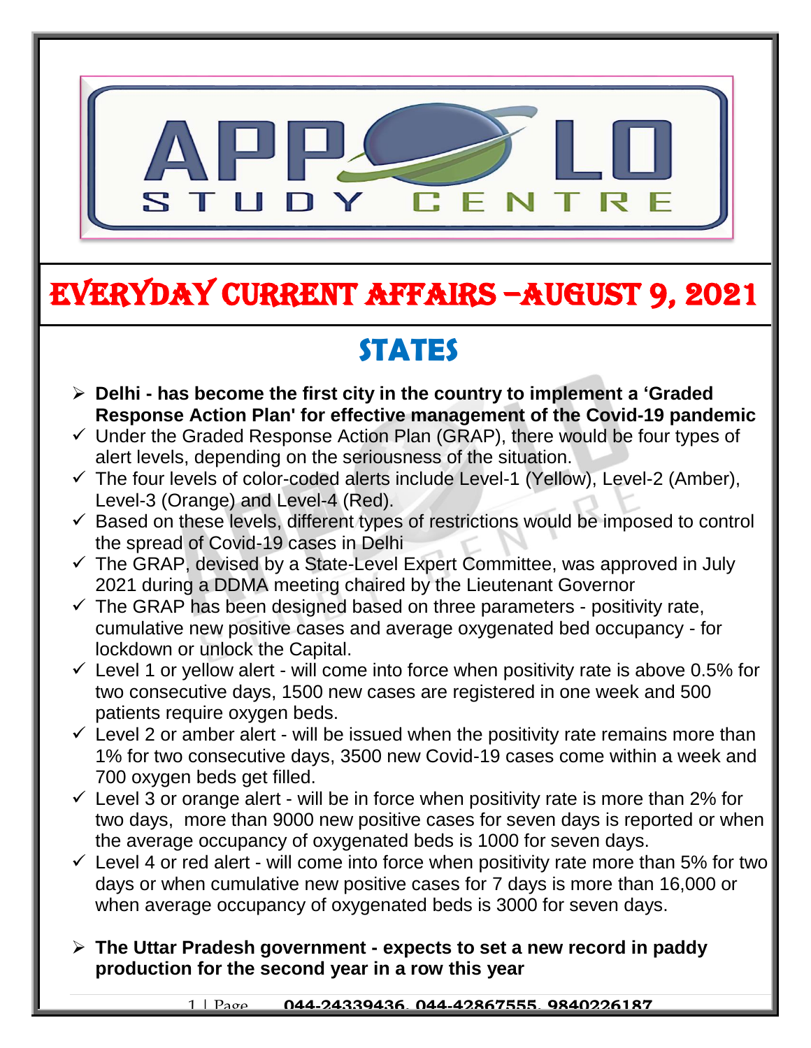# EVERYDAY CURRENT AFFAIRS –AUGUST 9, 2021

## STATES

- **Delhi - has become the first city in the country to implement a 'Graded Response Action Plan' for effective management of the Covid-19 pandemic**
  - ✓ Under the Graded Response Action Plan (GRAP), there would be four types of alert levels, depending on the seriousness of the situation.
  - ✓ The four levels of color-coded alerts include Level-1 (Yellow), Level-2 (Amber), Level-3 (Orange) and Level-4 (Red).
  - ✓ Based on these levels, different types of restrictions would be imposed to control the spread of Covid-19 cases in Delhi
  - ✓ The GRAP, devised by a State-Level Expert Committee, was approved in July 2021 during a DDMA meeting chaired by the Lieutenant Governor
  - ✓ The GRAP has been designed based on three parameters - positivity rate, cumulative new positive cases and average oxygenated bed occupancy - for lockdown or unlock the Capital.
  - ✓ Level 1 or yellow alert - will come into force when positivity rate is above 0.5% for two consecutive days, 1500 new cases are registered in one week and 500 patients require oxygen beds.
  - ✓ Level 2 or amber alert - will be issued when the positivity rate remains more than 1% for two consecutive days, 3500 new Covid-19 cases come within a week and 700 oxygen beds get filled.
  - ✓ Level 3 or orange alert - will be in force when positivity rate is more than 2% for two days, more than 9000 new positive cases for seven days is reported or when the average occupancy of oxygenated beds is 1000 for seven days.
  - ✓ Level 4 or red alert - will come into force when positivity rate more than 5% for two days or when cumulative new positive cases for 7 days is more than 16,000 or when average occupancy of oxygenated beds is 3000 for seven days.

- **The Uttar Pradesh government - expects to set a new record in paddy production for the second year in a row this year**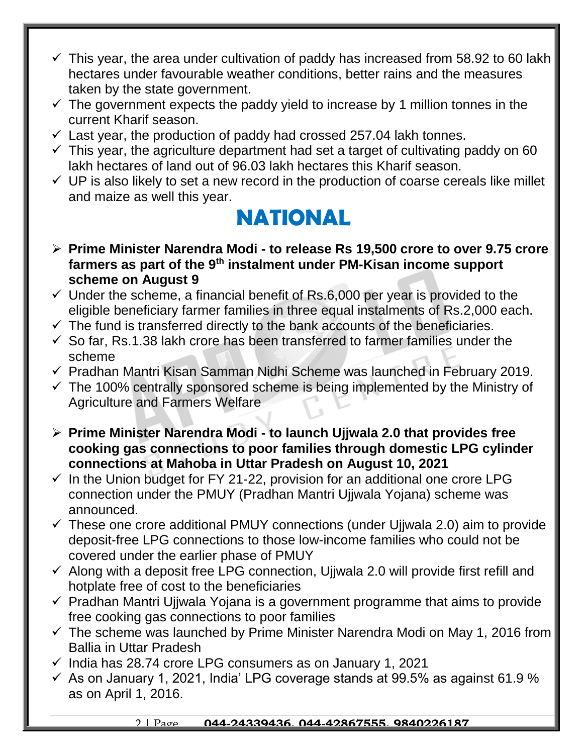- ✓ This year, the area under cultivation of paddy has increased from 58.92 to 60 lakh hectares under favourable weather conditions, better rains and the measures taken by the state government.
- ✓ The government expects the paddy yield to increase by 1 million tonnes in the current Kharif season.
- ✓ Last year, the production of paddy had crossed 257.04 lakh tonnes.
- ✓ This year, the agriculture department had set a target of cultivating paddy on 60 lakh hectares of land out of 96.03 lakh hectares this Kharif season.
- ✓ UP is also likely to set a new record in the production of coarse cereals like millet and maize as well this year.

# NATIONAL

- ➢ **Prime Minister Narendra Modi - to release Rs 19,500 crore to over 9.75 crore farmers as part of the 9th instalment under PM-Kisan income support scheme on August 9**
- ✓ Under the scheme, a financial benefit of Rs.6,000 per year is provided to the eligible beneficiary farmer families in three equal instalments of Rs.2,000 each.
- ✓ The fund is transferred directly to the bank accounts of the beneficiaries.
- ✓ So far, Rs.1.38 lakh crore has been transferred to farmer families under the scheme
- ✓ Pradhan Mantri Kisan Samman Nidhi Scheme was launched in February 2019.
- ✓ The 100% centrally sponsored scheme is being implemented by the Ministry of Agriculture and Farmers Welfare

- ➢ **Prime Minister Narendra Modi - to launch Ujjwala 2.0 that provides free cooking gas connections to poor families through domestic LPG cylinder connections at Mahoba in Uttar Pradesh on August 10, 2021**
- ✓ In the Union budget for FY 21-22, provision for an additional one crore LPG connection under the PMUY (Pradhan Mantri Ujjwala Yojana) scheme was announced.
- ✓ These one crore additional PMUY connections (under Ujjwala 2.0) aim to provide deposit-free LPG connections to those low-income families who could not be covered under the earlier phase of PMUY
- ✓ Along with a deposit free LPG connection, Ujjwala 2.0 will provide first refill and hotplate free of cost to the beneficiaries
- ✓ Pradhan Mantri Ujjwala Yojana is a government programme that aims to provide free cooking gas connections to poor families
- ✓ The scheme was launched by Prime Minister Narendra Modi on May 1, 2016 from Ballia in Uttar Pradesh
- ✓ India has 28.74 crore LPG consumers as on January 1, 2021
- ✓ As on January 1, 2021, India' LPG coverage stands at 99.5% as against 61.9 % as on April 1, 2016.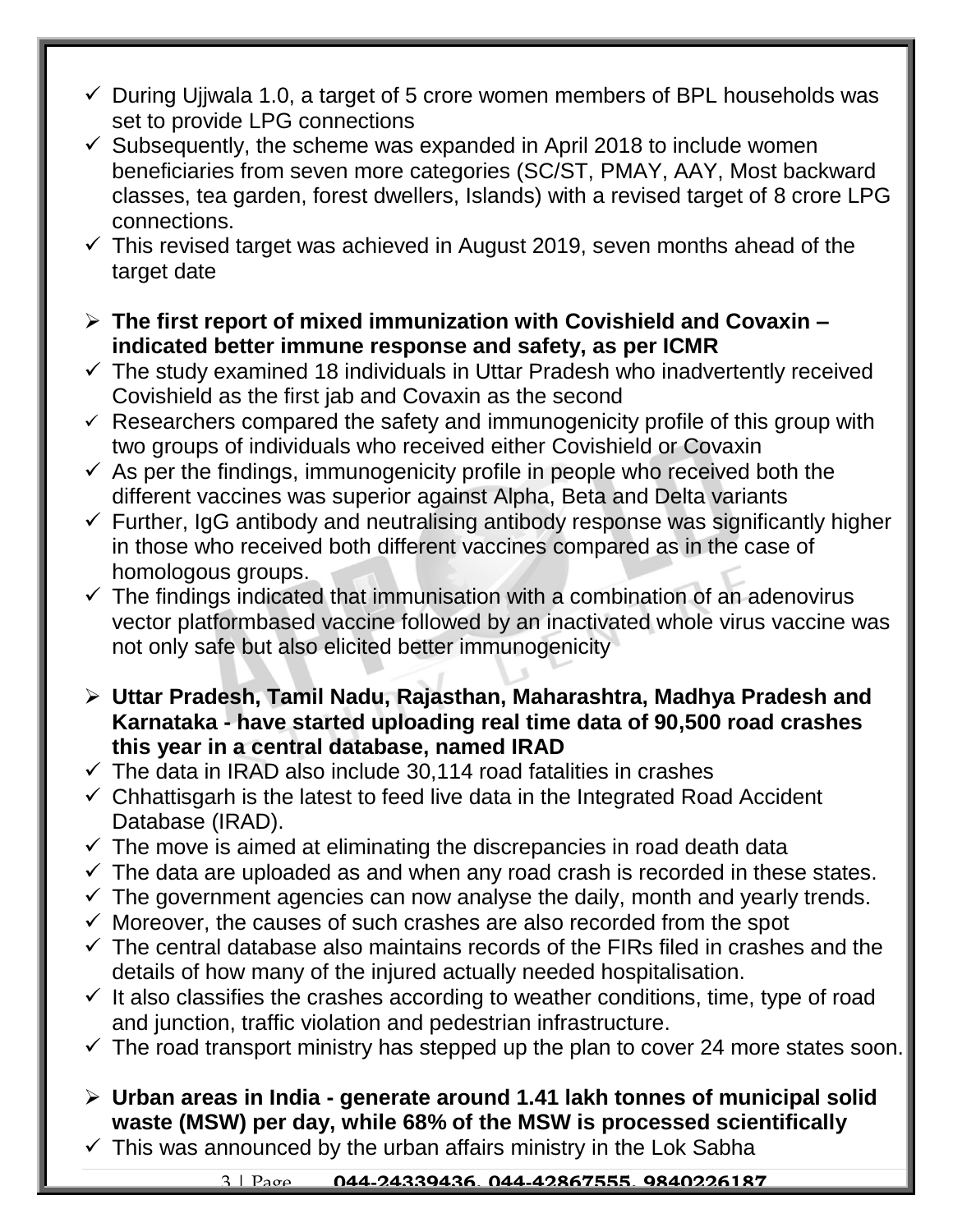- ✓ During Ujjwala 1.0, a target of 5 crore women members of BPL households was set to provide LPG connections
- ✓ Subsequently, the scheme was expanded in April 2018 to include women beneficiaries from seven more categories (SC/ST, PMAY, AAY, Most backward classes, tea garden, forest dwellers, Islands) with a revised target of 8 crore LPG connections.
- ✓ This revised target was achieved in August 2019, seven months ahead of the target date

➢ **The first report of mixed immunization with Covishield and Covaxin – indicated better immune response and safety, as per ICMR**

- ✓ The study examined 18 individuals in Uttar Pradesh who inadvertently received Covishield as the first jab and Covaxin as the second
- ✓ Researchers compared the safety and immunogenicity profile of this group with two groups of individuals who received either Covishield or Covaxin
- ✓ As per the findings, immunogenicity profile in people who received both the different vaccines was superior against Alpha, Beta and Delta variants
- ✓ Further, IgG antibody and neutralising antibody response was significantly higher in those who received both different vaccines compared as in the case of homologous groups.
- ✓ The findings indicated that immunisation with a combination of an adenovirus vector platformbased vaccine followed by an inactivated whole virus vaccine was not only safe but also elicited better immunogenicity

➢ **Uttar Pradesh, Tamil Nadu, Rajasthan, Maharashtra, Madhya Pradesh and Karnataka - have started uploading real time data of 90,500 road crashes this year in a central database, named IRAD**

- ✓ The data in IRAD also include 30,114 road fatalities in crashes
- ✓ Chhattisgarh is the latest to feed live data in the Integrated Road Accident Database (IRAD).
- ✓ The move is aimed at eliminating the discrepancies in road death data
- ✓ The data are uploaded as and when any road crash is recorded in these states.
- ✓ The government agencies can now analyse the daily, month and yearly trends.
- ✓ Moreover, the causes of such crashes are also recorded from the spot
- ✓ The central database also maintains records of the FIRs filed in crashes and the details of how many of the injured actually needed hospitalisation.
- ✓ It also classifies the crashes according to weather conditions, time, type of road and junction, traffic violation and pedestrian infrastructure.
- ✓ The road transport ministry has stepped up the plan to cover 24 more states soon.

➢ **Urban areas in India - generate around 1.41 lakh tonnes of municipal solid waste (MSW) per day, while 68% of the MSW is processed scientifically**

- ✓ This was announced by the urban affairs ministry in the Lok Sabha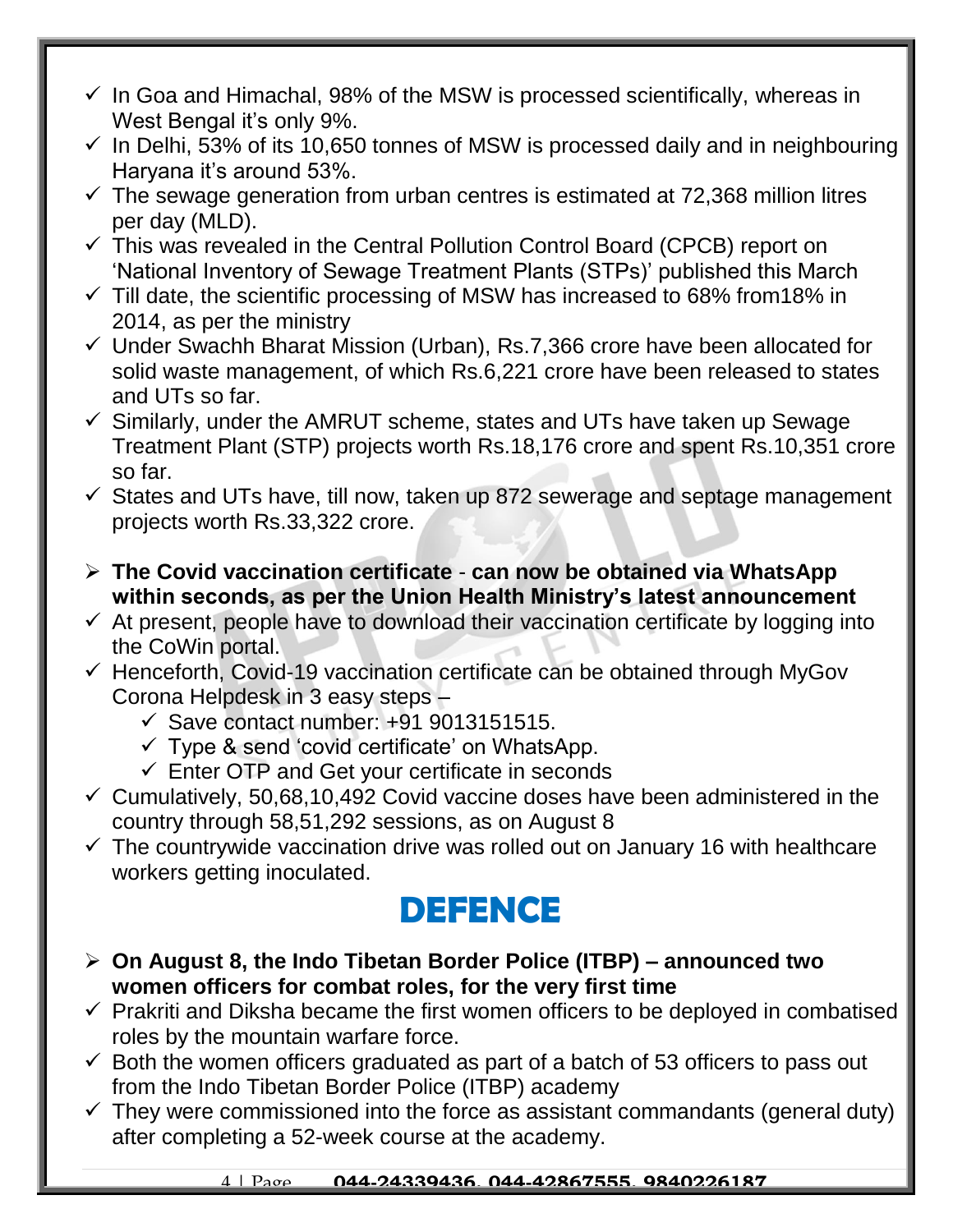- ✓ In Goa and Himachal, 98% of the MSW is processed scientifically, whereas in West Bengal it's only 9%.
- ✓ In Delhi, 53% of its 10,650 tonnes of MSW is processed daily and in neighbouring Haryana it's around 53%.
- ✓ The sewage generation from urban centres is estimated at 72,368 million litres per day (MLD).
- ✓ This was revealed in the Central Pollution Control Board (CPCB) report on 'National Inventory of Sewage Treatment Plants (STPs)' published this March
- ✓ Till date, the scientific processing of MSW has increased to 68% from18% in 2014, as per the ministry
- ✓ Under Swachh Bharat Mission (Urban), Rs.7,366 crore have been allocated for solid waste management, of which Rs.6,221 crore have been released to states and UTs so far.
- ✓ Similarly, under the AMRUT scheme, states and UTs have taken up Sewage Treatment Plant (STP) projects worth Rs.18,176 crore and spent Rs.10,351 crore so far.
- ✓ States and UTs have, till now, taken up 872 sewerage and septage management projects worth Rs.33,322 crore.

- ➢ **The Covid vaccination certificate - can now be obtained via WhatsApp within seconds, as per the Union Health Ministry's latest announcement**
- ✓ At present, people have to download their vaccination certificate by logging into the CoWin portal.
- ✓ Henceforth, Covid-19 vaccination certificate can be obtained through MyGov Corona Helpdesk in 3 easy steps –
  - ✓ Save contact number: +91 9013151515.
  - ✓ Type & send 'covid certificate' on WhatsApp.
  - ✓ Enter OTP and Get your certificate in seconds
- ✓ Cumulatively, 50,68,10,492 Covid vaccine doses have been administered in the country through 58,51,292 sessions, as on August 8
- ✓ The countrywide vaccination drive was rolled out on January 16 with healthcare workers getting inoculated.

# DEFENCE

- ➢ **On August 8, the Indo Tibetan Border Police (ITBP) – announced two women officers for combat roles, for the very first time**
- ✓ Prakriti and Diksha became the first women officers to be deployed in combatised roles by the mountain warfare force.
- ✓ Both the women officers graduated as part of a batch of 53 officers to pass out from the Indo Tibetan Border Police (ITBP) academy
- ✓ They were commissioned into the force as assistant commandants (general duty) after completing a 52-week course at the academy.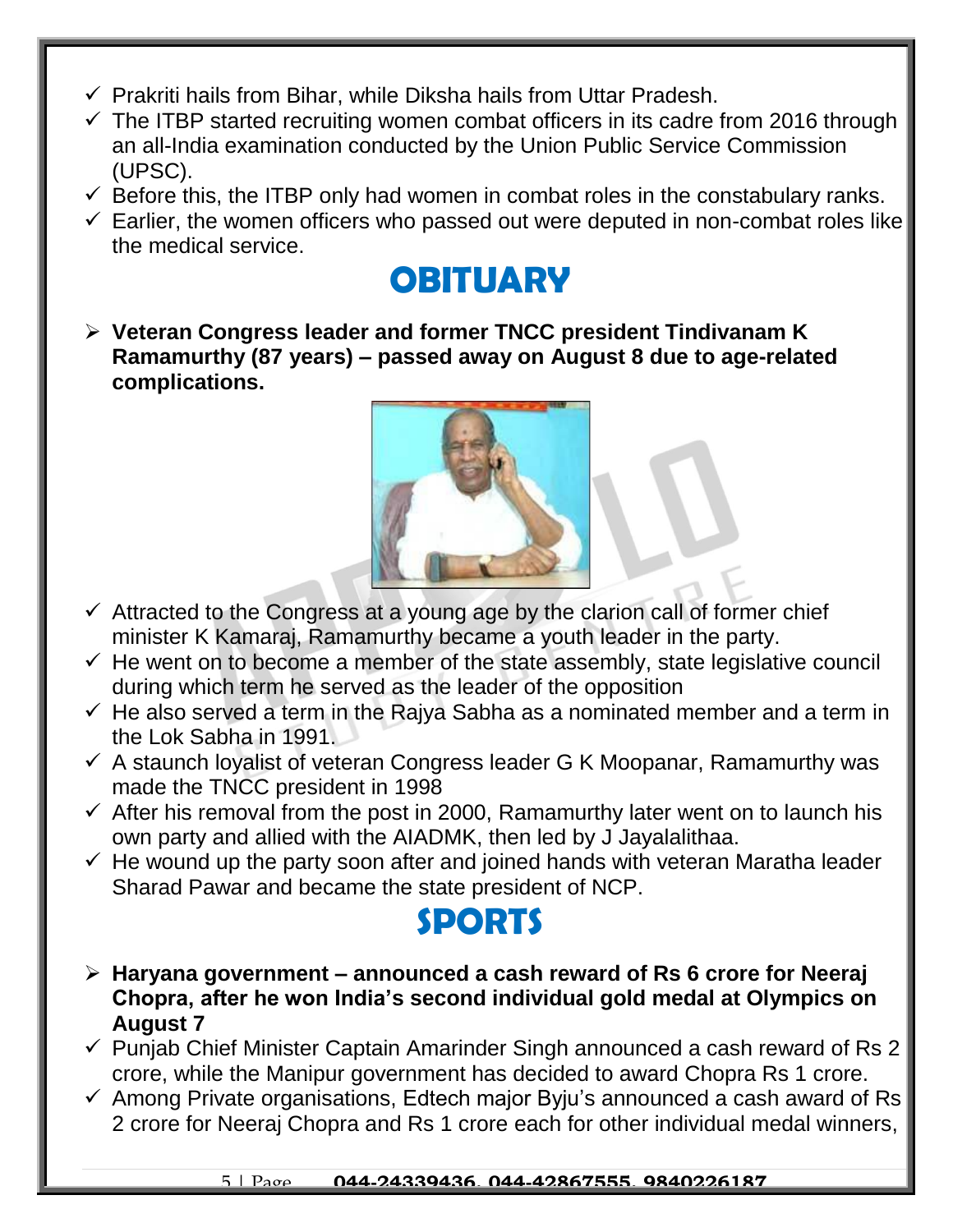- Prakriti hails from Bihar, while Diksha hails from Uttar Pradesh.
- The ITBP started recruiting women combat officers in its cadre from 2016 through an all-India examination conducted by the Union Public Service Commission (UPSC).
- Before this, the ITBP only had women in combat roles in the constabulary ranks.
- Earlier, the women officers who passed out were deputed in non-combat roles like the medical service.

# OBITUARY

- **Veteran Congress leader and former TNCC president Tindivanam K Ramamurthy (87 years) – passed away on August 8 due to age-related complications.**

- Attracted to the Congress at a young age by the clarion call of former chief minister K Kamaraj, Ramamurthy became a youth leader in the party.
- He went on to become a member of the state assembly, state legislative council during which term he served as the leader of the opposition
- He also served a term in the Rajya Sabha as a nominated member and a term in the Lok Sabha in 1991.
- A staunch loyalist of veteran Congress leader G K Moopanar, Ramamurthy was made the TNCC president in 1998
- After his removal from the post in 2000, Ramamurthy later went on to launch his own party and allied with the AIADMK, then led by J Jayalalithaa.
- He wound up the party soon after and joined hands with veteran Maratha leader Sharad Pawar and became the state president of NCP.

# SPORTS

- **Haryana government – announced a cash reward of Rs 6 crore for Neeraj Chopra, after he won India's second individual gold medal at Olympics on August 7**
- Punjab Chief Minister Captain Amarinder Singh announced a cash reward of Rs 2 crore, while the Manipur government has decided to award Chopra Rs 1 crore.
- Among Private organisations, Edtech major Byju's announced a cash award of Rs 2 crore for Neeraj Chopra and Rs 1 crore each for other individual medal winners,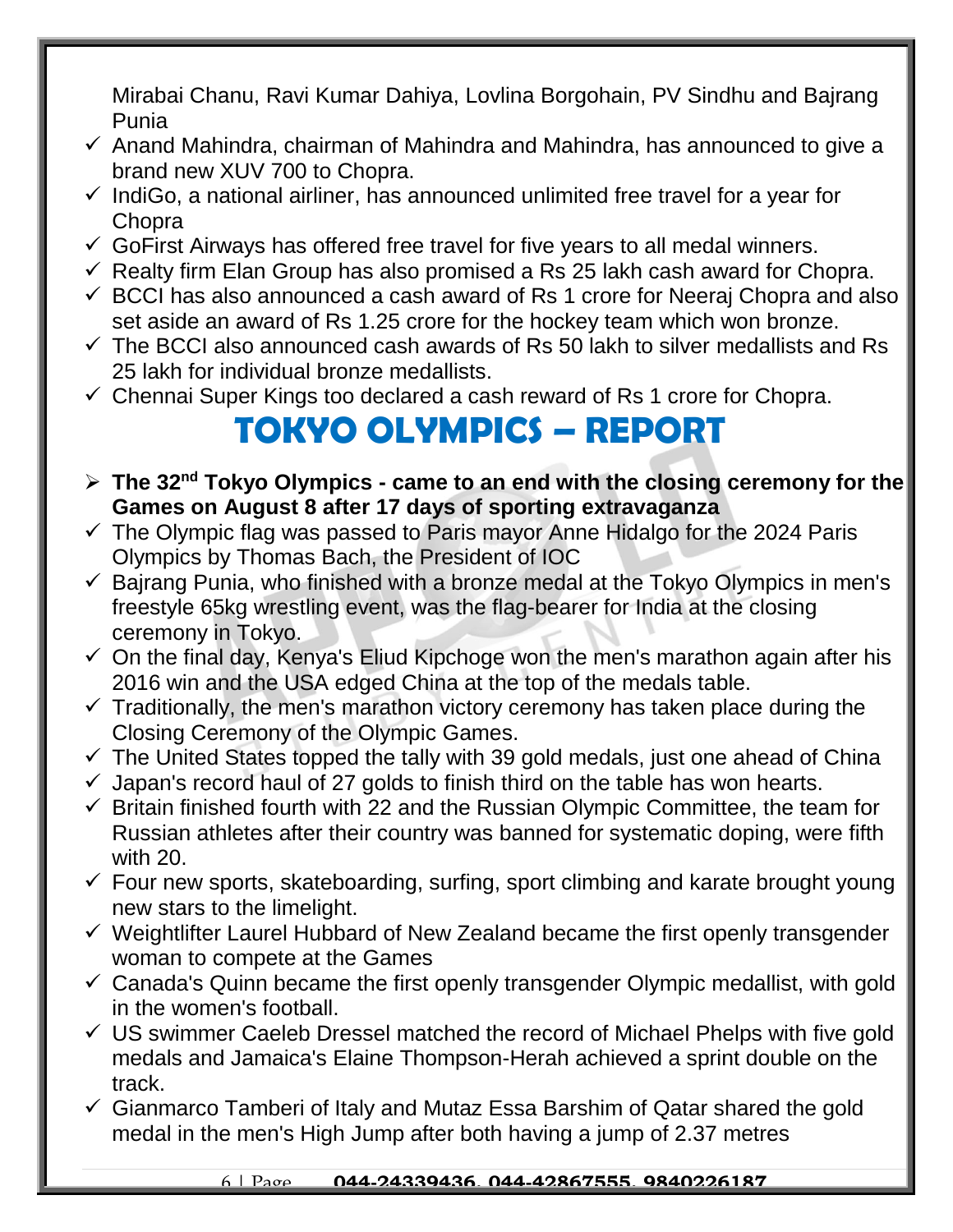Mirabai Chanu, Ravi Kumar Dahiya, Lovlina Borgohain, PV Sindhu and Bajrang Punia

- ✓ Anand Mahindra, chairman of Mahindra and Mahindra, has announced to give a brand new XUV 700 to Chopra.
- ✓ IndiGo, a national airliner, has announced unlimited free travel for a year for Chopra
- ✓ GoFirst Airways has offered free travel for five years to all medal winners.
- ✓ Realty firm Elan Group has also promised a Rs 25 lakh cash award for Chopra.
- ✓ BCCI has also announced a cash award of Rs 1 crore for Neeraj Chopra and also set aside an award of Rs 1.25 crore for the hockey team which won bronze.
- ✓ The BCCI also announced cash awards of Rs 50 lakh to silver medallists and Rs 25 lakh for individual bronze medallists.
- ✓ Chennai Super Kings too declared a cash reward of Rs 1 crore for Chopra.

# TOKYO OLYMPICS – REPORT

- ➢ **The 32nd Tokyo Olympics - came to an end with the closing ceremony for the Games on August 8 after 17 days of sporting extravaganza**
- ✓ The Olympic flag was passed to Paris mayor Anne Hidalgo for the 2024 Paris Olympics by Thomas Bach, the President of IOC
- ✓ Bajrang Punia, who finished with a bronze medal at the Tokyo Olympics in men's freestyle 65kg wrestling event, was the flag-bearer for India at the closing ceremony in Tokyo.
- ✓ On the final day, Kenya's Eliud Kipchoge won the men's marathon again after his 2016 win and the USA edged China at the top of the medals table.
- ✓ Traditionally, the men's marathon victory ceremony has taken place during the Closing Ceremony of the Olympic Games.
- ✓ The United States topped the tally with 39 gold medals, just one ahead of China
- ✓ Japan's record haul of 27 golds to finish third on the table has won hearts.
- ✓ Britain finished fourth with 22 and the Russian Olympic Committee, the team for Russian athletes after their country was banned for systematic doping, were fifth with 20.
- ✓ Four new sports, skateboarding, surfing, sport climbing and karate brought young new stars to the limelight.
- ✓ Weightlifter Laurel Hubbard of New Zealand became the first openly transgender woman to compete at the Games
- ✓ Canada's Quinn became the first openly transgender Olympic medallist, with gold in the women's football.
- ✓ US swimmer Caeleb Dressel matched the record of Michael Phelps with five gold medals and Jamaica's Elaine Thompson-Herah achieved a sprint double on the track.
- ✓ Gianmarco Tamberi of Italy and Mutaz Essa Barshim of Qatar shared the gold medal in the men's High Jump after both having a jump of 2.37 metres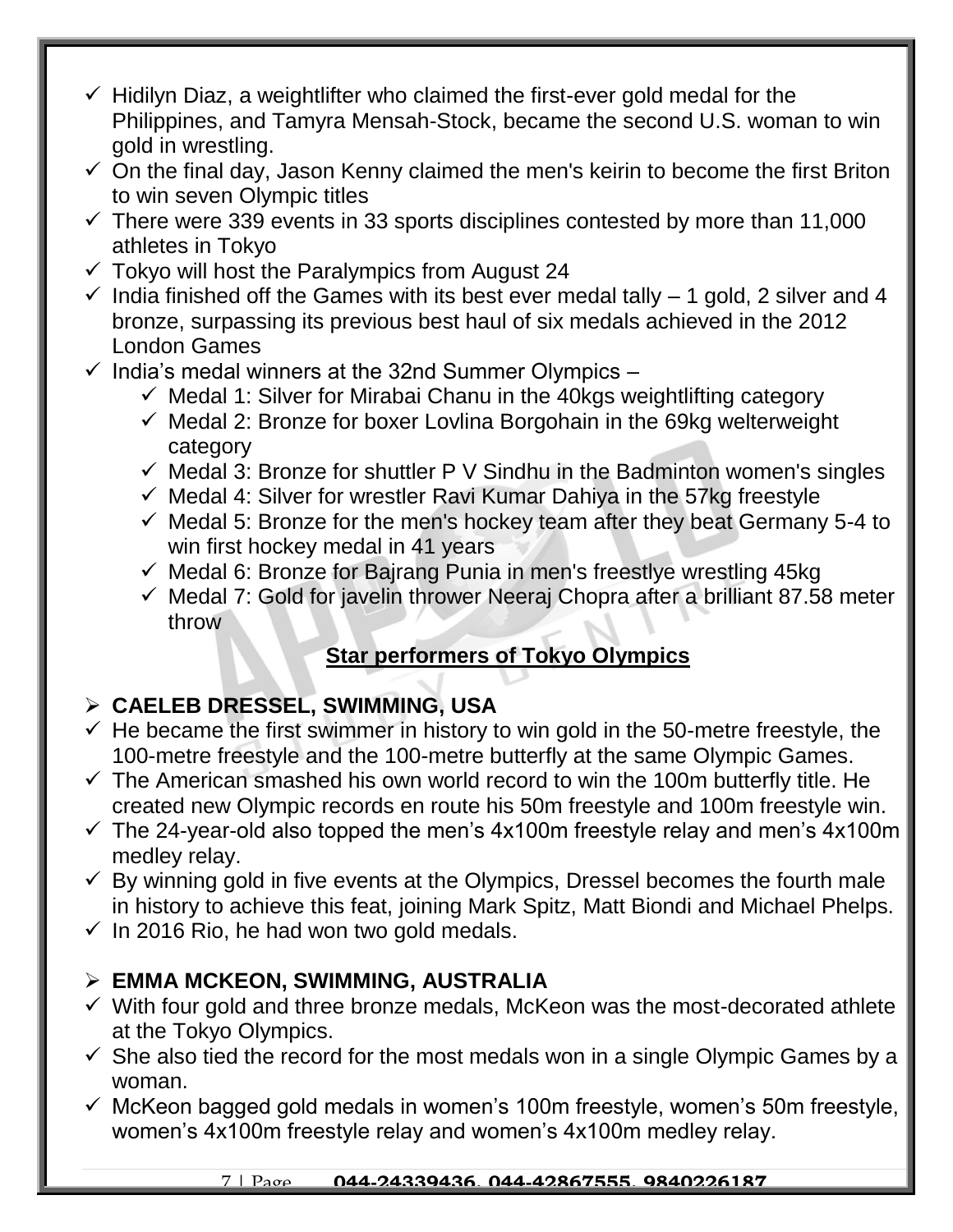- ✓ Hidilyn Diaz, a weightlifter who claimed the first-ever gold medal for the Philippines, and Tamyra Mensah-Stock, became the second U.S. woman to win gold in wrestling.
- ✓ On the final day, Jason Kenny claimed the men's keirin to become the first Briton to win seven Olympic titles
- ✓ There were 339 events in 33 sports disciplines contested by more than 11,000 athletes in Tokyo
- ✓ Tokyo will host the Paralympics from August 24
- ✓ India finished off the Games with its best ever medal tally – 1 gold, 2 silver and 4 bronze, surpassing its previous best haul of six medals achieved in the 2012 London Games
- ✓ India's medal winners at the 32nd Summer Olympics –
  - ✓ Medal 1: Silver for Mirabai Chanu in the 40kgs weightlifting category
  - ✓ Medal 2: Bronze for boxer Lovlina Borgohain in the 69kg welterweight category
  - ✓ Medal 3: Bronze for shuttler P V Sindhu in the Badminton women's singles
  - ✓ Medal 4: Silver for wrestler Ravi Kumar Dahiya in the 57kg freestyle
  - ✓ Medal 5: Bronze for the men's hockey team after they beat Germany 5-4 to win first hockey medal in 41 years
  - ✓ Medal 6: Bronze for Bajrang Punia in men's freestlye wrestling 45kg
  - ✓ Medal 7: Gold for javelin thrower Neeraj Chopra after a brilliant 87.58 meter throw

## Star performers of Tokyo Olympics

### ➢ CAELEB DRESSEL, SWIMMING, USA

- ✓ He became the first swimmer in history to win gold in the 50-metre freestyle, the 100-metre freestyle and the 100-metre butterfly at the same Olympic Games.
- ✓ The American smashed his own world record to win the 100m butterfly title. He created new Olympic records en route his 50m freestyle and 100m freestyle win.
- ✓ The 24-year-old also topped the men's 4x100m freestyle relay and men's 4x100m medley relay.
- ✓ By winning gold in five events at the Olympics, Dressel becomes the fourth male in history to achieve this feat, joining Mark Spitz, Matt Biondi and Michael Phelps.
- ✓ In 2016 Rio, he had won two gold medals.

### ➢ EMMA MCKEON, SWIMMING, AUSTRALIA

- ✓ With four gold and three bronze medals, McKeon was the most-decorated athlete at the Tokyo Olympics.
- ✓ She also tied the record for the most medals won in a single Olympic Games by a woman.
- ✓ McKeon bagged gold medals in women's 100m freestyle, women's 50m freestyle, women's 4x100m freestyle relay and women's 4x100m medley relay.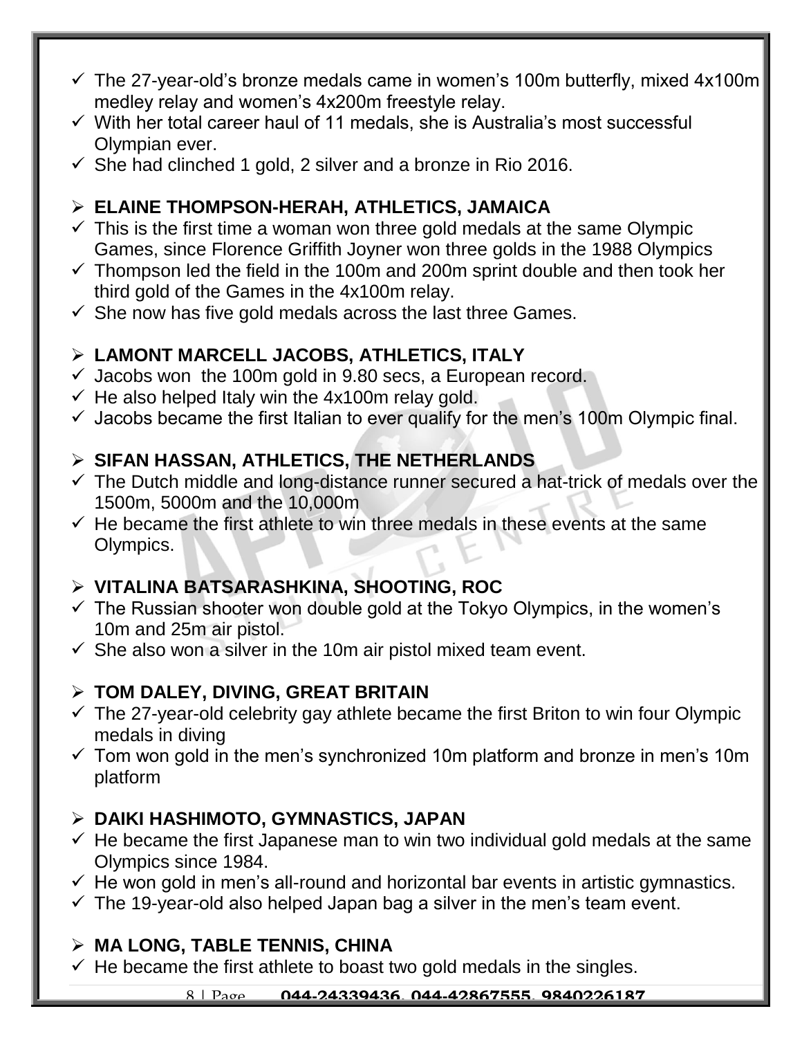- ✓ The 27-year-old's bronze medals came in women's 100m butterfly, mixed 4x100m medley relay and women's 4x200m freestyle relay.
- ✓ With her total career haul of 11 medals, she is Australia's most successful Olympian ever.
- ✓ She had clinched 1 gold, 2 silver and a bronze in Rio 2016.

## ➢ ELAINE THOMPSON-HERAH, ATHLETICS, JAMAICA

- ✓ This is the first time a woman won three gold medals at the same Olympic Games, since Florence Griffith Joyner won three golds in the 1988 Olympics
- ✓ Thompson led the field in the 100m and 200m sprint double and then took her third gold of the Games in the 4x100m relay.
- ✓ She now has five gold medals across the last three Games.

## ➢ LAMONT MARCELL JACOBS, ATHLETICS, ITALY

- ✓ Jacobs won the 100m gold in 9.80 secs, a European record.
- ✓ He also helped Italy win the 4x100m relay gold.
- ✓ Jacobs became the first Italian to ever qualify for the men's 100m Olympic final.

## ➢ SIFAN HASSAN, ATHLETICS, THE NETHERLANDS

- ✓ The Dutch middle and long-distance runner secured a hat-trick of medals over the 1500m, 5000m and the 10,000m
- ✓ He became the first athlete to win three medals in these events at the same Olympics.

## ➢ VITALINA BATSARASHKINA, SHOOTING, ROC

- ✓ The Russian shooter won double gold at the Tokyo Olympics, in the women's 10m and 25m air pistol.
- ✓ She also won a silver in the 10m air pistol mixed team event.

## ➢ TOM DALEY, DIVING, GREAT BRITAIN

- ✓ The 27-year-old celebrity gay athlete became the first Briton to win four Olympic medals in diving
- ✓ Tom won gold in the men's synchronized 10m platform and bronze in men's 10m platform

## ➢ DAIKI HASHIMOTO, GYMNASTICS, JAPAN

- ✓ He became the first Japanese man to win two individual gold medals at the same Olympics since 1984.
- ✓ He won gold in men's all-round and horizontal bar events in artistic gymnastics.
- ✓ The 19-year-old also helped Japan bag a silver in the men's team event.

## ➢ MA LONG, TABLE TENNIS, CHINA

- ✓ He became the first athlete to boast two gold medals in the singles.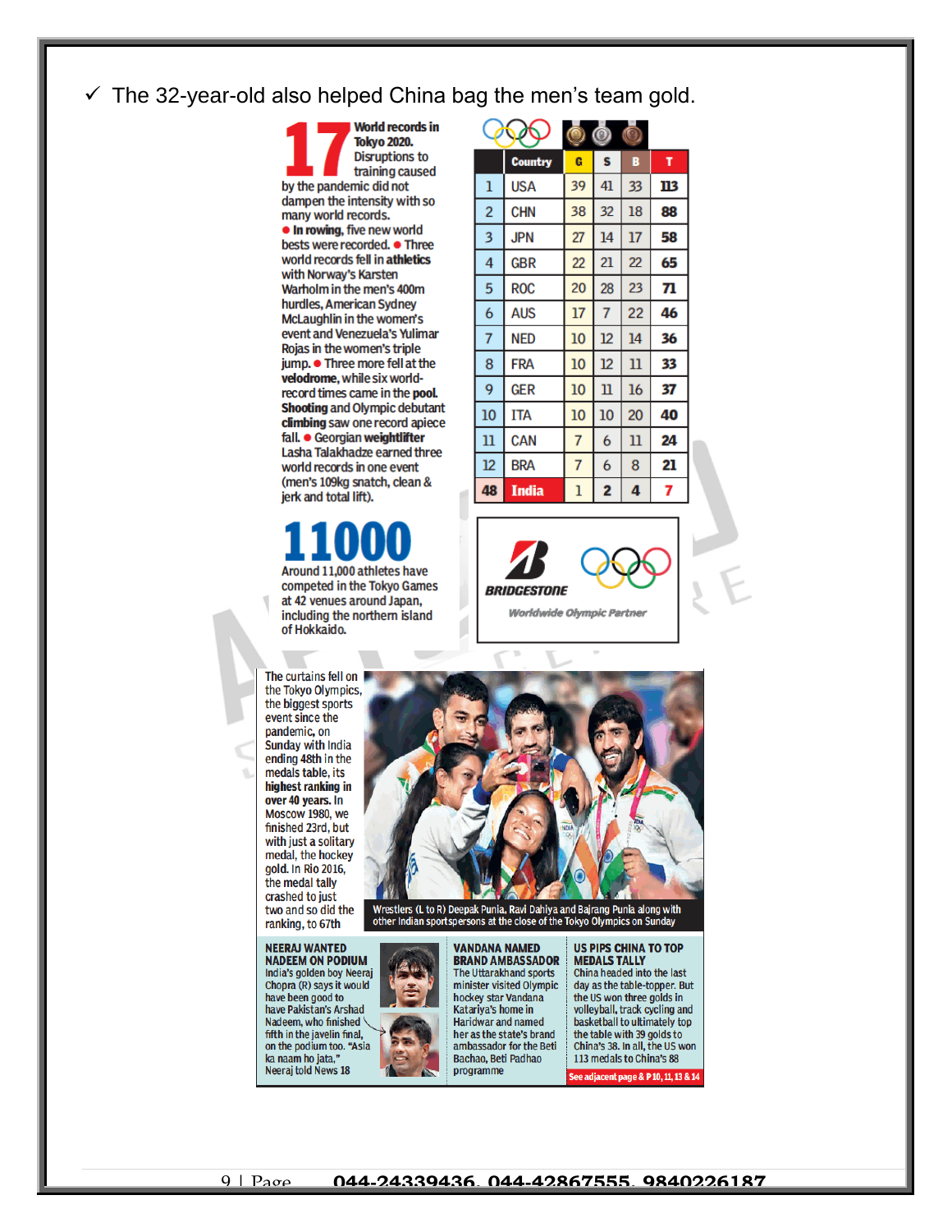✓ The 32-year-old also helped China bag the men's team gold.

**17** World records in Tokyo 2020. Disruptions to training caused by the pandemic did not dampen the intensity with so many world records.

● **In rowing**, five new world bests were recorded. ● Three world records fell in **athletics** with Norway's Karsten Warholm in the men's 400m hurdles, American Sydney McLaughlin in the women's event and Venezuela's Yulimar Rojas in the women's triple jump. ● Three more fell at the **velodrome**, while six world-record times came in the **pool**. **Shooting** and Olympic debutant **climbing** saw one record apiece fall. ● Georgian **weightlifter** Lasha Talakhadze earned three world records in one event (men's 109kg snatch, clean & jerk and total lift).

**11000** Around 11,000 athletes have competed in the Tokyo Games at 42 venues around Japan, including the northern island of Hokkaido.

| | Country | G | S | B | T |
|---|---|---|---|---|---|
| 1 | USA | 39 | 41 | 33 | 113 |
| 2 | CHN | 38 | 32 | 18 | 88 |
| 3 | JPN | 27 | 14 | 17 | 58 |
| 4 | GBR | 22 | 21 | 22 | 65 |
| 5 | ROC | 20 | 28 | 23 | 71 |
| 6 | AUS | 17 | 7 | 22 | 46 |
| 7 | NED | 10 | 12 | 14 | 36 |
| 8 | FRA | 10 | 12 | 11 | 33 |
| 9 | GER | 10 | 11 | 16 | 37 |
| 10 | ITA | 10 | 10 | 20 | 40 |
| 11 | CAN | 7 | 6 | 11 | 24 |
| 12 | BRA | 7 | 6 | 8 | 21 |
| 48 | India | 1 | 2 | 4 | 7 |

BRIDGESTONE Worldwide Olympic Partner

The curtains fell on the Tokyo Olympics, the biggest sports event since the pandemic, on Sunday with India ending 48th in the medals table, its **highest ranking in over 40 years**. In Moscow 1980, we finished 23rd, but with just a solitary medal, the hockey gold. In Rio 2016, the medal tally crashed to just two and so did the ranking, to 67th

Wrestlers (L to R) Deepak Punia, Ravi Dahiya and Bajrang Punia along with other Indian sportspersons at the close of the Tokyo Olympics on Sunday

**NEERAJ WANTED NADEEM ON PODIUM**
India's golden boy Neeraj Chopra (R) says it would have been good to have Pakistan's Arshad Nadeem, who finished fifth in the javelin final, on the podium too. "Asia ka naam ho jata," Neeraj told News 18

**VANDANA NAMED BRAND AMBASSADOR**
The Uttarakhand sports minister visited Olympic hockey star Vandana Katariya's home in Haridwar and named her as the state's brand ambassador for the Beti Bachao, Beti Padhao programme

**US PIPS CHINA TO TOP MEDALS TALLY**
China headed into the last day as the table-topper. But the US won three golds in volleyball, track cycling and basketball to ultimately top the table with 39 golds to China's 38. In all, the US won 113 medals to China's 88

See adjacent page & P 10, 11, 13 & 14

044-24339436, 044-42867555, 9840226187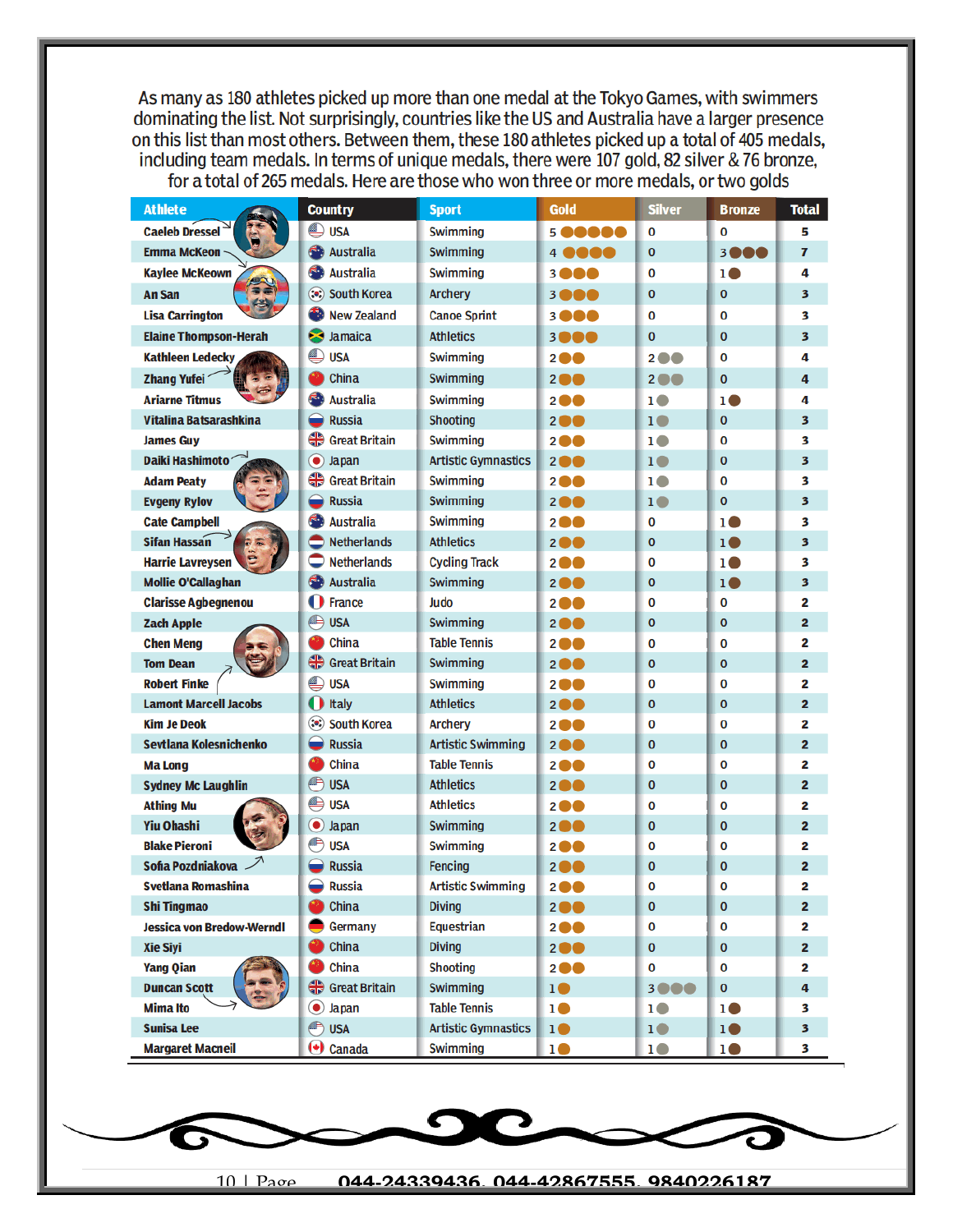As many as 180 athletes picked up more than one medal at the Tokyo Games, with swimmers dominating the list. Not surprisingly, countries like the US and Australia have a larger presence on this list than most others. Between them, these 180 athletes picked up a total of 405 medals, including team medals. In terms of unique medals, there were 107 gold, 82 silver & 76 bronze, for a total of 265 medals. Here are those who won three or more medals, or two golds

| Athlete | Country | Sport | Gold | Silver | Bronze | Total |
|---|---|---|---|---|---|---|
| Caeleb Dressel | USA | Swimming | 5 | 0 | 0 | 5 |
| Emma McKeon | Australia | Swimming | 4 | 0 | 3 | 7 |
| Kaylee McKeown | Australia | Swimming | 3 | 0 | 1 | 4 |
| An San | South Korea | Archery | 3 | 0 | 0 | 3 |
| Lisa Carrington | New Zealand | Canoe Sprint | 3 | 0 | 0 | 3 |
| Elaine Thompson-Herah | Jamaica | Athletics | 3 | 0 | 0 | 3 |
| Kathleen Ledecky | USA | Swimming | 2 | 2 | 0 | 4 |
| Zhang Yufei | China | Swimming | 2 | 2 | 0 | 4 |
| Ariarne Titmus | Australia | Swimming | 2 | 1 | 1 | 4 |
| Vitalina Batsarashkina | Russia | Shooting | 2 | 1 | 0 | 3 |
| James Guy | Great Britain | Swimming | 2 | 1 | 0 | 3 |
| Daiki Hashimoto | Japan | Artistic Gymnastics | 2 | 1 | 0 | 3 |
| Adam Peaty | Great Britain | Swimming | 2 | 1 | 0 | 3 |
| Evgeny Rylov | Russia | Swimming | 2 | 1 | 0 | 3 |
| Cate Campbell | Australia | Swimming | 2 | 0 | 1 | 3 |
| Sifan Hassan | Netherlands | Athletics | 2 | 0 | 1 | 3 |
| Harrie Lavreysen | Netherlands | Cycling Track | 2 | 0 | 1 | 3 |
| Mollie O'Callaghan | Australia | Swimming | 2 | 0 | 1 | 3 |
| Clarisse Agbegnenou | France | Judo | 2 | 0 | 0 | 2 |
| Zach Apple | USA | Swimming | 2 | 0 | 0 | 2 |
| Chen Meng | China | Table Tennis | 2 | 0 | 0 | 2 |
| Tom Dean | Great Britain | Swimming | 2 | 0 | 0 | 2 |
| Robert Finke | USA | Swimming | 2 | 0 | 0 | 2 |
| Lamont Marcell Jacobs | Italy | Athletics | 2 | 0 | 0 | 2 |
| Kim Je Deok | South Korea | Archery | 2 | 0 | 0 | 2 |
| Sevtlana Kolesnichenko | Russia | Artistic Swimming | 2 | 0 | 0 | 2 |
| Ma Long | China | Table Tennis | 2 | 0 | 0 | 2 |
| Sydney Mc Laughlin | USA | Athletics | 2 | 0 | 0 | 2 |
| Athing Mu | USA | Athletics | 2 | 0 | 0 | 2 |
| Yiu Ohashi | Japan | Swimming | 2 | 0 | 0 | 2 |
| Blake Pieroni | USA | Swimming | 2 | 0 | 0 | 2 |
| Sofia Pozdniakova | Russia | Fencing | 2 | 0 | 0 | 2 |
| Svetlana Romashina | Russia | Artistic Swimming | 2 | 0 | 0 | 2 |
| Shi Tingmao | China | Diving | 2 | 0 | 0 | 2 |
| Jessica von Bredow-Werndl | Germany | Equestrian | 2 | 0 | 0 | 2 |
| Xie Siyi | China | Diving | 2 | 0 | 0 | 2 |
| Yang Qian | China | Shooting | 2 | 0 | 0 | 2 |
| Duncan Scott | Great Britain | Swimming | 1 | 3 | 0 | 4 |
| Mima Ito | Japan | Table Tennis | 1 | 1 | 1 | 3 |
| Sunisa Lee | USA | Artistic Gymnastics | 1 | 1 | 1 | 3 |
| Margaret Macneil | Canada | Swimming | 1 | 1 | 1 | 3 |

044-24339436, 044-42867555, 9840226187